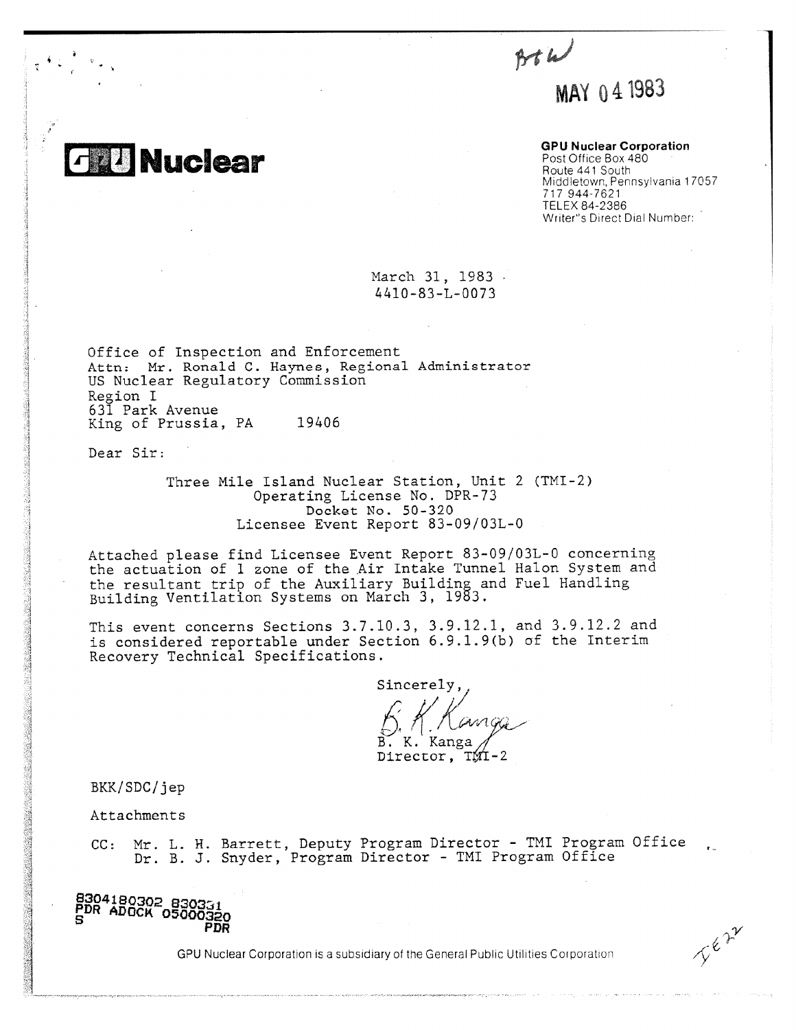MAY 04 1983

**GPU Nuclear**

**GPU Nuclear Corporation**
Post Office Box 480
Route 441 South
Middletown, Pennsylvania 17057
717 944-7621
TELEX 84-2386
Writer's Direct Dial Number:

March 31, 1983
4410-83-L-0073

Office of Inspection and Enforcement
Attn: Mr. Ronald C. Haynes, Regional Administrator
US Nuclear Regulatory Commission
Region I
631 Park Avenue
King of Prussia, PA 19406

Dear Sir:

Three Mile Island Nuclear Station, Unit 2 (TMI-2)
Operating License No. DPR-73
Docket No. 50-320
Licensee Event Report 83-09/03L-0

Attached please find Licensee Event Report 83-09/03L-0 concerning the actuation of 1 zone of the Air Intake Tunnel Halon System and the resultant trip of the Auxiliary Building and Fuel Handling Building Ventilation Systems on March 3, 1983.

This event concerns Sections 3.7.10.3, 3.9.12.1, and 3.9.12.2 and is considered reportable under Section 6.9.1.9(b) of the Interim Recovery Technical Specifications.

Sincerely,

B. K. Kanga
Director, TMI-2

BKK/SDC/jep

Attachments

CC: Mr. L. H. Barrett, Deputy Program Director - TMI Program Office
Dr. B. J. Snyder, Program Director - TMI Program Office

8304180302 830331
PDR ADOCK 05000320
S PDR

GPU Nuclear Corporation is a subsidiary of the General Public Utilities Corporation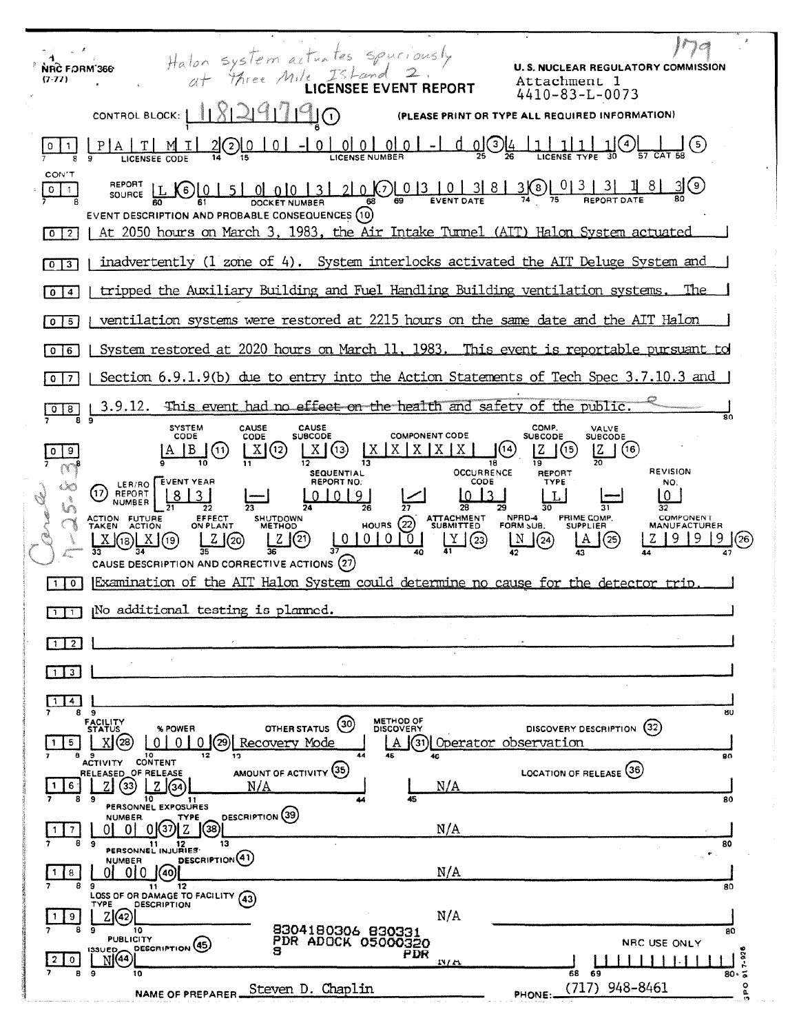Halon system actuates spuriously at Three Mile Island 2.

179

NRC FORM 366 (7-77)

**U. S. NUCLEAR REGULATORY COMMISSION**

# LICENSEE EVENT REPORT

Attachment 1
4410-83-L-0073

CONTROL BLOCK: 1 8 2 9 7 9 (1) (PLEASE PRINT OR TYPE ALL REQUIRED INFORMATION)

| | | |
|---|---|---|
| 0 1 | LICENSEE CODE | P A T M I 2 (2) |
| | LICENSE NUMBER | 0 0 - 0 0 0 0 0 - 0 0 (3) |
| | LICENSE TYPE | 4 1 1 1 1 (4) |
| | CAT | (5) |
| 0 1 (CON'T) | REPORT SOURCE | L (6) |
| | DOCKET NUMBER | 0 5 0 0 0 3 2 0 (7) |
| | EVENT DATE | 0 3 0 3 8 3 (8) |
| | REPORT DATE | 0 3 3 1 8 3 (9) |

**EVENT DESCRIPTION AND PROBABLE CONSEQUENCES (10)**

0 2 At 2050 hours on March 3, 1983, the Air Intake Tunnel (AIT) Halon System actuated
0 3 inadvertently (1 zone of 4). System interlocks activated the AIT Deluge System and
0 4 tripped the Auxiliary Building and Fuel Handling Building ventilation systems. The
0 5 ventilation systems were restored at 2215 hours on the same date and the AIT Halon
0 6 System restored at 2020 hours on March 11, 1983. This event is reportable pursuant to
0 7 Section 6.9.1.9(b) due to entry into the Action Statements of Tech Spec 3.7.10.3 and
0 8 3.9.12. This event had no effect on the health and safety of the public.

| 0 9 | SYSTEM CODE | CAUSE CODE | CAUSE SUBCODE | COMPONENT CODE | COMP. SUBCODE | VALVE SUBCODE |
|---|---|---|---|---|---|---|
| | A B (11) | X (12) | X (13) | X X X X X X (14) | Z (15) | Z (16) |

| (17) LER/RO REPORT NUMBER | EVENT YEAR | | SEQUENTIAL REPORT NO. | | OCCURRENCE CODE | REPORT TYPE | | REVISION NO. |
|---|---|---|---|---|---|---|---|---|
| | 8 3 | — | 0 0 9 | / | 0 3 | L | — | 0 |

| ACTION TAKEN | FUTURE ACTION | EFFECT ON PLANT | SHUTDOWN METHOD | HOURS (22) | ATTACHMENT SUBMITTED | NPRD-4 FORM SUB. | PRIME COMP. SUPPLIER | COMPONENT MANUFACTURER |
|---|---|---|---|---|---|---|---|---|
| X (18) | X (19) | Z (20) | Z (21) | 0 0 0 0 | Y (23) | N (24) | A (25) | Z 9 9 9 (26) |

Carole 4-25-83

**CAUSE DESCRIPTION AND CORRECTIVE ACTIONS (27)**

1 0 Examination of the AIT Halon System could determine no cause for the detector trip.
1 1 No additional testing is planned.
1 2
1 3
1 4

| 1 5 | FACILITY STATUS | % POWER | OTHER STATUS (30) | METHOD OF DISCOVERY | DISCOVERY DESCRIPTION (32) |
|---|---|---|---|---|---|
| | X (28) | 0 0 0 (29) | Recovery Mode | A (31) | Operator observation |

| 1 6 | ACTIVITY RELEASED | CONTENT OF RELEASE | AMOUNT OF ACTIVITY (35) | LOCATION OF RELEASE (36) |
|---|---|---|---|---|
| | Z (33) | Z (34) | N/A | N/A |

**PERSONNEL EXPOSURES**

| 1 7 | NUMBER | TYPE | DESCRIPTION (39) |
|---|---|---|---|
| | 0 0 0 (37) | Z (38) | N/A |

**PERSONNEL INJURIES**

| 1 8 | NUMBER | DESCRIPTION (41) |
|---|---|---|
| | 0 0 0 (40) | N/A |

**LOSS OF OR DAMAGE TO FACILITY (43)**

| 1 9 | TYPE | DESCRIPTION |
|---|---|---|
| | Z (42) | N/A |

**PUBLICITY**

| 2 0 | ISSUED | DESCRIPTION (45) | NRC USE ONLY |
|---|---|---|---|
| | N (44) | N/A | |

8304180306 830331
PDR ADOCK 05000320
S PDR

NAME OF PREPARER Steven D. Chaplin PHONE: (717) 948-8461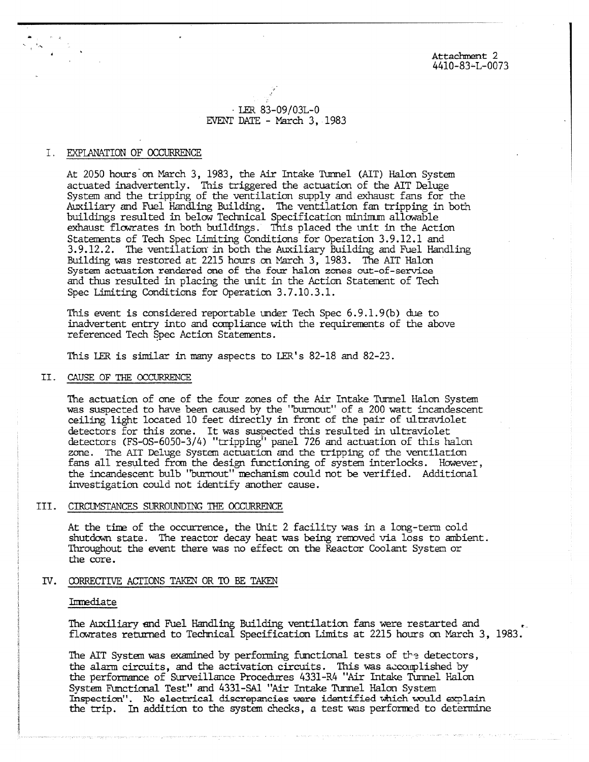Attachment 2
4410-83-L-0073

LER 83-09/03L-0
EVENT DATE - March 3, 1983

## I. EXPLANATION OF OCCURRENCE

At 2050 hours on March 3, 1983, the Air Intake Tunnel (AIT) Halon System actuated inadvertently. This triggered the actuation of the AIT Deluge System and the tripping of the ventilation supply and exhaust fans for the Auxiliary and Fuel Handling Building. The ventilation fan tripping in both buildings resulted in below Technical Specification minimum allowable exhaust flowrates in both buildings. This placed the unit in the Action Statements of Tech Spec Limiting Conditions for Operation 3.9.12.1 and 3.9.12.2. The ventilation in both the Auxiliary Building and Fuel Handling Building was restored at 2215 hours on March 3, 1983. The AIT Halon System actuation rendered one of the four halon zones out-of-service and thus resulted in placing the unit in the Action Statement of Tech Spec Limiting Conditions for Operation 3.7.10.3.1.

This event is considered reportable under Tech Spec 6.9.1.9(b) due to inadvertent entry into and compliance with the requirements of the above referenced Tech Spec Action Statements.

This LER is similar in many aspects to LER's 82-18 and 82-23.

## II. CAUSE OF THE OCCURRENCE

The actuation of one of the four zones of the Air Intake Tunnel Halon System was suspected to have been caused by the "burnout" of a 200 watt incandescent ceiling light located 10 feet directly in front of the pair of ultraviolet detectors for this zone. It was suspected this resulted in ultraviolet detectors (FS-OS-6050-3/4) "tripping" panel 726 and actuation of this halon zone. The AIT Deluge System actuation and the tripping of the ventilation fans all resulted from the design functioning of system interlocks. However, the incandescent bulb "burnout" mechanism could not be verified. Additional investigation could not identify another cause.

## III. CIRCUMSTANCES SURROUNDING THE OCCURRENCE

At the time of the occurrence, the Unit 2 facility was in a long-term cold shutdown state. The reactor decay heat was being removed via loss to ambient. Throughout the event there was no effect on the Reactor Coolant System or the core.

## IV. CORRECTIVE ACTIONS TAKEN OR TO BE TAKEN

### Immediate

The Auxiliary and Fuel Handling Building ventilation fans were restarted and flowrates returned to Technical Specification Limits at 2215 hours on March 3, 1983.

The AIT System was examined by performing functional tests of the detectors, the alarm circuits, and the activation circuits. This was accomplished by the performance of Surveillance Procedures 4331-R4 "Air Intake Tunnel Halon System Functional Test" and 4331-SA1 "Air Intake Tunnel Halon System Inspection". No electrical discrepancies were identified which would explain the trip. In addition to the system checks, a test was performed to determine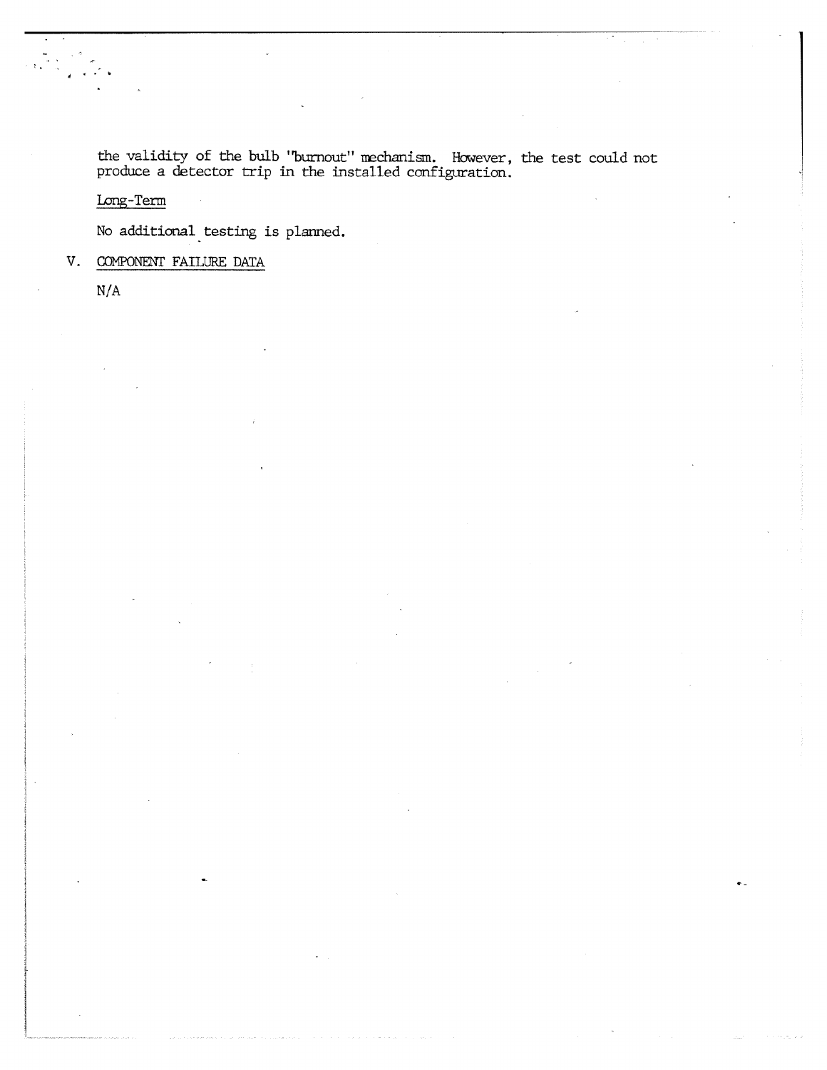the validity of the bulb "burnout" mechanism. However, the test could not produce a detector trip in the installed configuration.

Long-Term

No additional testing is planned.

V. COMPONENT FAILURE DATA

N/A